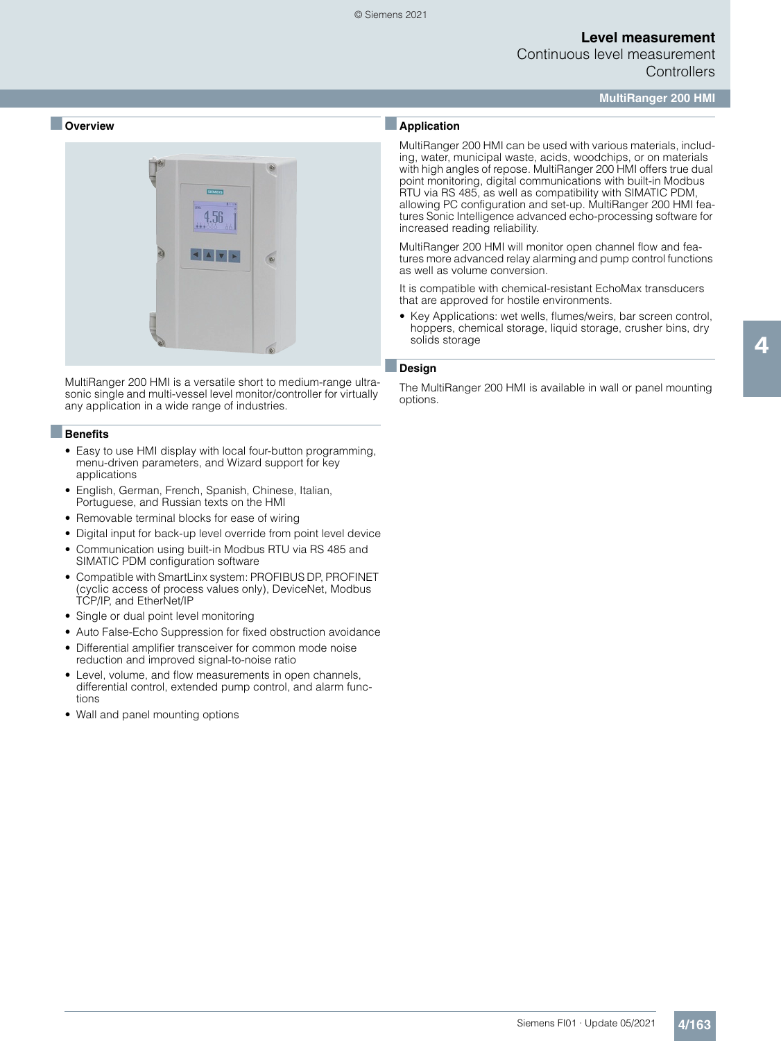# MultiRanger 200 HMI

## Overview

MultiRanger 200 HMI is a versatile short to medium-range ultrasonic single and multi-vessel level monitor/controller for virtually any application in a wide range of industries.

## Benefits

- Easy to use HMI display with local four-button programming, menu-driven parameters, and Wizard support for key applications
- English, German, French, Spanish, Chinese, Italian, Portuguese, and Russian texts on the HMI
- Removable terminal blocks for ease of wiring
- Digital input for back-up level override from point level device
- Communication using built-in Modbus RTU via RS 485 and SIMATIC PDM configuration software
- Compatible with SmartLinx system: PROFIBUS DP, PROFINET (cyclic access of process values only), DeviceNet, Modbus TCP/IP, and EtherNet/IP
- Single or dual point level monitoring
- Auto False-Echo Suppression for fixed obstruction avoidance
- Differential amplifier transceiver for common mode noise reduction and improved signal-to-noise ratio
- Level, volume, and flow measurements in open channels, differential control, extended pump control, and alarm functions
- Wall and panel mounting options

## Application

MultiRanger 200 HMI can be used with various materials, including, water, municipal waste, acids, woodchips, or on materials with high angles of repose. MultiRanger 200 HMI offers true dual point monitoring, digital communications with built-in Modbus RTU via RS 485, as well as compatibility with SIMATIC PDM, allowing PC configuration and set-up. MultiRanger 200 HMI features Sonic Intelligence advanced echo-processing software for increased reading reliability.

MultiRanger 200 HMI will monitor open channel flow and features more advanced relay alarming and pump control functions as well as volume conversion.

It is compatible with chemical-resistant EchoMax transducers that are approved for hostile environments.

- Key Applications: wet wells, flumes/weirs, bar screen control, hoppers, chemical storage, liquid storage, crusher bins, dry solids storage

## Design

The MultiRanger 200 HMI is available in wall or panel mounting options.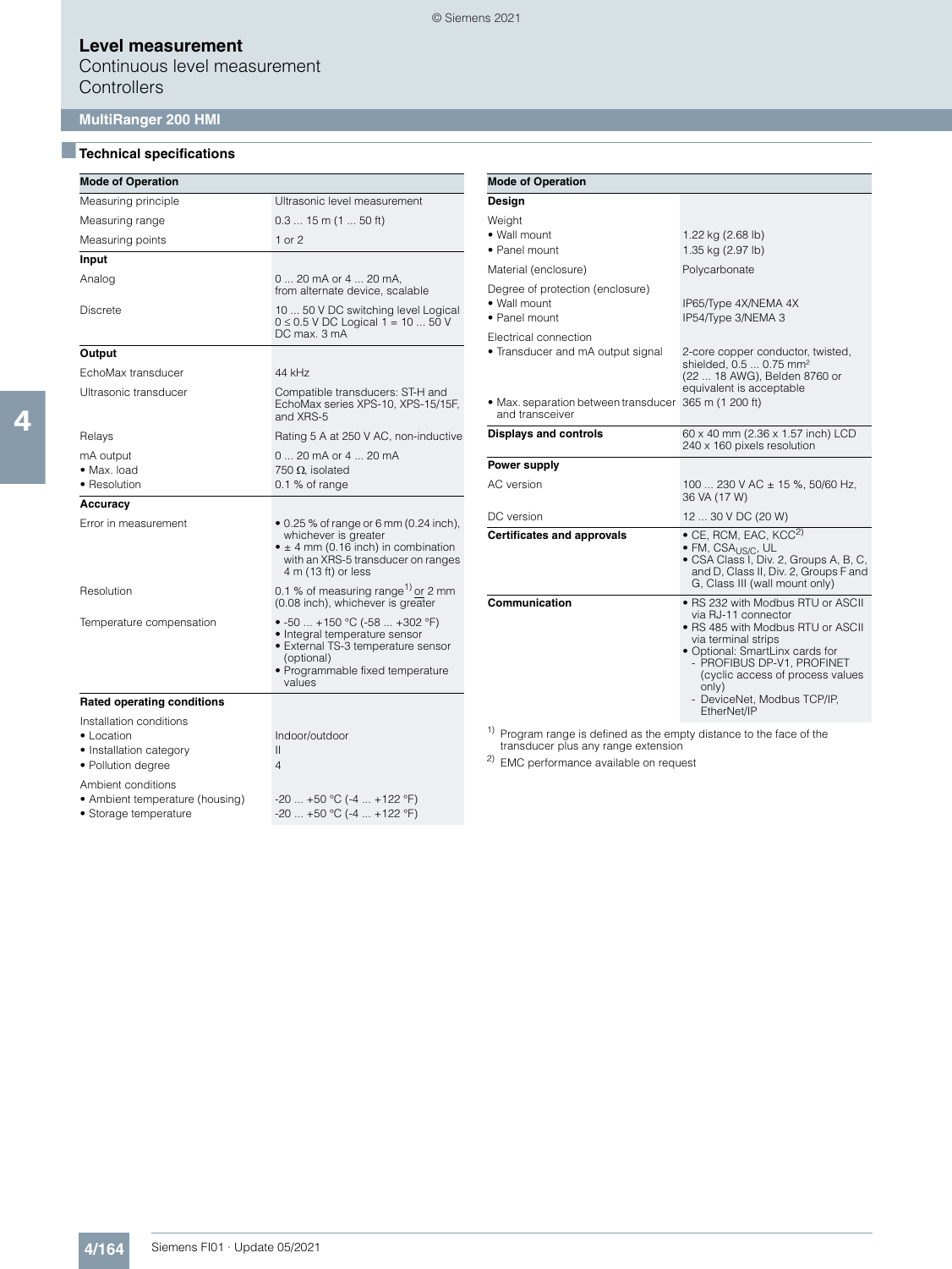# Level measurement

Continuous level measurement

Controllers

## MultiRanger 200 HMI

### Technical specifications

| Mode of Operation | |
|---|---|
| Measuring principle | Ultrasonic level measurement |
| Measuring range | 0.3 ... 15 m (1 ... 50 ft) |
| Measuring points | 1 or 2 |
| **Input** | |
| Analog | 0 ... 20 mA or 4 ... 20 mA, from alternate device, scalable |
| Discrete | 10 ... 50 V DC switching level Logical 0 ≤ 0.5 V DC Logical 1 = 10 ... 50 V DC max. 3 mA |
| **Output** | |
| EchoMax transducer | 44 kHz |
| Ultrasonic transducer | Compatible transducers: ST-H and EchoMax series XPS-10, XPS-15/15F, and XRS-5 |
| Relays | Rating 5 A at 250 V AC, non-inductive |
| mA output | 0 ... 20 mA or 4 ... 20 mA |
| • Max. load | 750 Ω, isolated |
| • Resolution | 0.1 % of range |
| **Accuracy** | |
| Error in measurement | • 0.25 % of range or 6 mm (0.24 inch), whichever is greater<br>• ± 4 mm (0.16 inch) in combination with an XRS-5 transducer on ranges 4 m (13 ft) or less |
| Resolution | 0.1 % of measuring range[1] or 2 mm (0.08 inch), whichever is greater |
| Temperature compensation | • -50 ... +150 °C (-58 ... +302 °F)<br>• Integral temperature sensor<br>• External TS-3 temperature sensor (optional)<br>• Programmable fixed temperature values |
| **Rated operating conditions** | |
| Installation conditions | |
| • Location | Indoor/outdoor |
| • Installation category | II |
| • Pollution degree | 4 |
| Ambient conditions | |
| • Ambient temperature (housing) | -20 ... +50 °C (-4 ... +122 °F) |
| • Storage temperature | -20 ... +50 °C (-4 ... +122 °F) |

| Mode of Operation | |
|---|---|
| **Design** | |
| Weight | |
| • Wall mount | 1.22 kg (2.68 lb) |
| • Panel mount | 1.35 kg (2.97 lb) |
| Material (enclosure) | Polycarbonate |
| Degree of protection (enclosure) | |
| • Wall mount | IP65/Type 4X/NEMA 4X |
| • Panel mount | IP54/Type 3/NEMA 3 |
| Electrical connection | |
| • Transducer and mA output signal | 2-core copper conductor, twisted, shielded, 0.5 ... 0.75 mm² (22 ... 18 AWG), Belden 8760 or equivalent is acceptable |
| • Max. separation between transducer and transceiver | 365 m (1 200 ft) |
| **Displays and controls** | 60 x 40 mm (2.36 x 1.57 inch) LCD 240 x 160 pixels resolution |
| **Power supply** | |
| AC version | 100 ... 230 V AC ± 15 %, 50/60 Hz, 36 VA (17 W) |
| DC version | 12 ... 30 V DC (20 W) |
| **Certificates and approvals** | • CE, RCM, EAC, KCC[2]<br>• FM, $CSA_{US/C}$, UL<br>• CSA Class I, Div. 2, Groups A, B, C, and D, Class II, Div. 2, Groups F and G, Class III (wall mount only) |
| **Communication** | • RS 232 with Modbus RTU or ASCII via RJ-11 connector<br>• RS 485 with Modbus RTU or ASCII via terminal strips<br>• Optional: SmartLinx cards for<br>  - PROFIBUS DP-V1, PROFINET (cyclic access of process values only)<br>  - DeviceNet, Modbus TCP/IP, EtherNet/IP |

[1] Program range is defined as the empty distance to the face of the transducer plus any range extension

[2] EMC performance available on request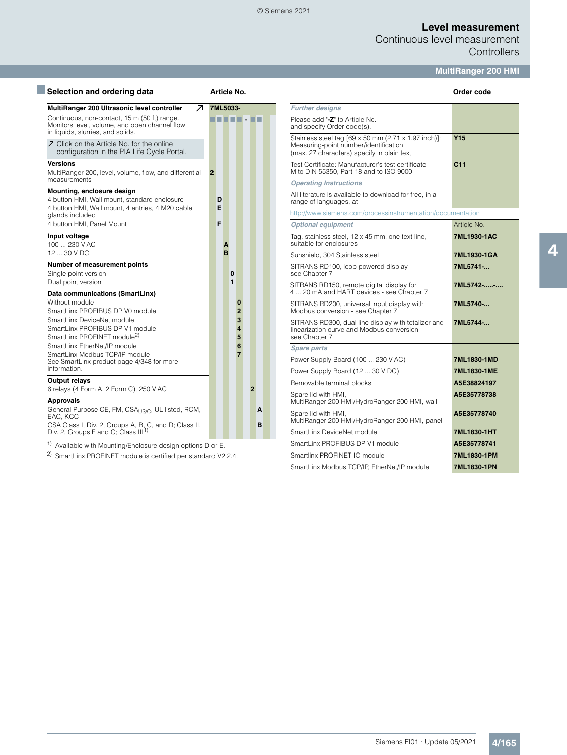## Selection and ordering data

| | Article No. |
|---|---|
| **MultiRanger 200 Ultrasonic level controller** ↗ | **7ML5033-** |
| Continuous, non-contact, 15 m (50 ft) range. Monitors level, volume, and open channel flow in liquids, slurries, and solids. | ■ ■ ■ ■ ■ - ■ ■ |
| ↗ Click on the Article No. for the online configuration in the PIA Life Cycle Portal. | |
| **Versions** | |
| MultiRanger 200, level, volume, flow, and differential measurements | **2** |
| **Mounting, enclosure design** | |
| 4 button HMI, Wall mount, standard enclosure | **D** |
| 4 button HMI, Wall mount, 4 entries, 4 M20 cable glands included | **E** |
| 4 button HMI, Panel Mount | **F** |
| **Input voltage** | |
| 100 ... 230 V AC | **A** |
| 12 ... 30 V DC | **B** |
| **Number of measurement points** | |
| Single point version | **0** |
| Dual point version | **1** |
| **Data communications (SmartLinx)** | |
| Without module | **0** |
| SmartLinx PROFIBUS DP V0 module | **2** |
| SmartLinx DeviceNet module | **3** |
| SmartLinx PROFIBUS DP V1 module | **4** |
| SmartLinx PROFINET module[2] | **5** |
| SmartLinx EtherNet/IP module | **6** |
| SmartLinx Modbus TCP/IP module<br>See SmartLinx product page 4/348 for more information. | **7** |
| **Output relays** | |
| 6 relays (4 Form A, 2 Form C), 250 V AC | **2** |
| **Approvals** | |
| General Purpose CE, FM, $CSA_{US/C}$, UL listed, RCM, EAC, KCC | **A** |
| CSA Class I, Div. 2, Groups A, B, C, and D; Class II, Div. 2, Groups F and G; Class III[1] | **B** |

[1] Available with Mounting/Enclosure design options D or E.

[2] SmartLinx PROFINET module is certified per standard V2.2.4.

| | Order code |
|---|---|
| ***Further designs*** | |
| Please add "**-Z**" to Article No. and specify Order code(s). | |
| Stainless steel tag [69 x 50 mm (2.71 x 1.97 inch)]: Measuring-point number/identification (max. 27 characters) specify in plain text | **Y15** |
| Test Certificate: Manufacturer's test certificate M to DIN 55350, Part 18 and to ISO 9000 | **C11** |
| ***Operating Instructions*** | |
| All literature is available to download for free, in a range of languages, at | |
| http://www.siemens.com/processinstrumentation/documentation | |
| ***Optional equipment*** | Article No. |
| Tag, stainless steel, 12 x 45 mm, one text line, suitable for enclosures | **7ML1930-1AC** |
| Sunshield, 304 Stainless steel | **7ML1930-1GA** |
| SITRANS RD100, loop powered display - see Chapter 7 | **7ML5741-...** |
| SITRANS RD150, remote digital display for 4 ... 20 mA and HART devices - see Chapter 7 | **7ML5742-.....-....** |
| SITRANS RD200, universal input display with Modbus conversion - see Chapter 7 | **7ML5740-...** |
| SITRANS RD300, dual line display with totalizer and linearization curve and Modbus conversion - see Chapter 7 | **7ML5744-...** |
| ***Spare parts*** | |
| Power Supply Board (100 ... 230 V AC) | **7ML1830-1MD** |
| Power Supply Board (12 ... 30 V DC) | **7ML1830-1ME** |
| Removable terminal blocks | **A5E38824197** |
| Spare lid with HMI, MultiRanger 200 HMI/HydroRanger 200 HMI, wall | **A5E35778738** |
| Spare lid with HMI, MultiRanger 200 HMI/HydroRanger 200 HMI, panel | **A5E35778740** |
| SmartLinx DeviceNet module | **7ML1830-1HT** |
| SmartLinx PROFIBUS DP V1 module | **A5E35778741** |
| Smartlinx PROFINET IO module | **7ML1830-1PM** |
| SmartLinx Modbus TCP/IP, EtherNet/IP module | **7ML1830-1PN** |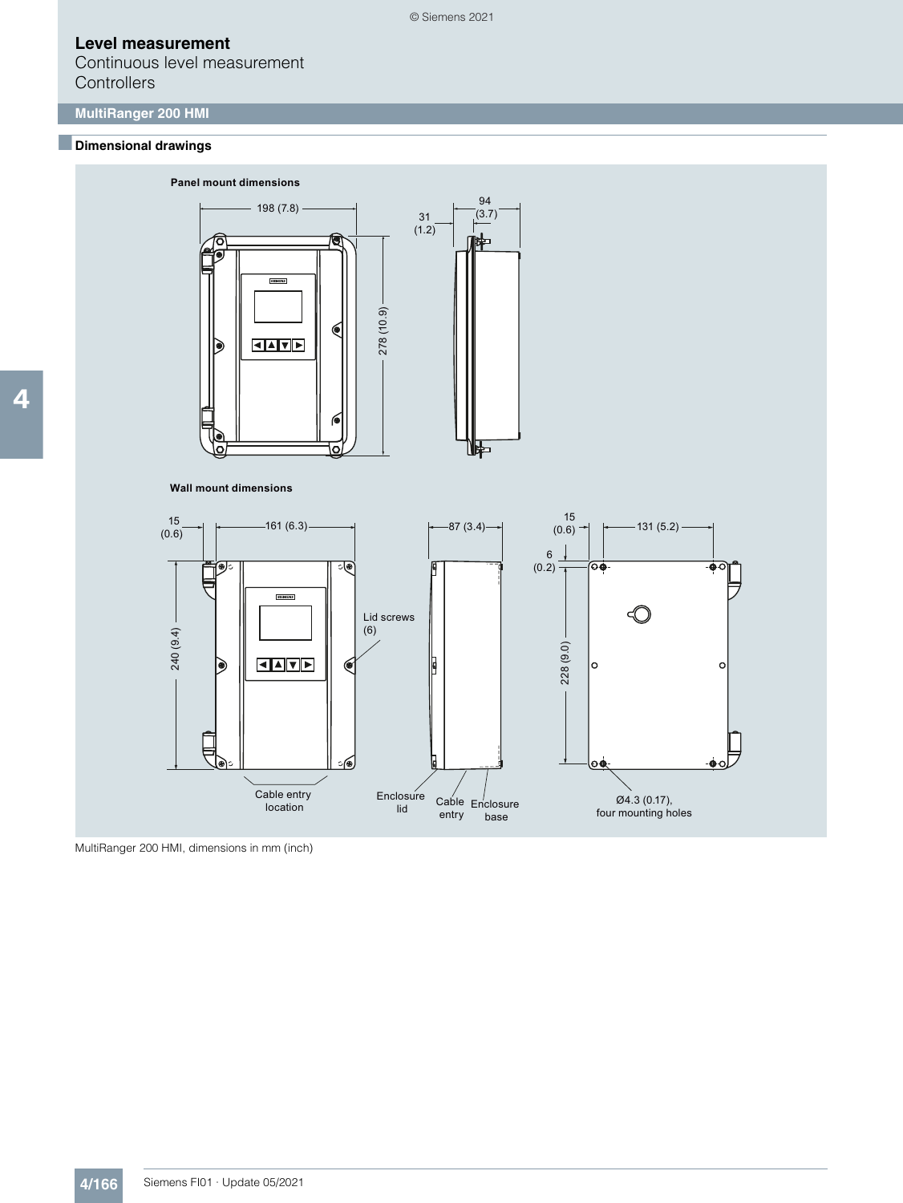## MultiRanger 200 HMI

### Dimensional drawings

**Panel mount dimensions**

198 (7.8)

31 (1.2)

94 (3.7)

278 (10.9)

**Wall mount dimensions**

15 (0.6)

161 (6.3)

240 (9.4)

Lid screws (6)

Cable entry location

87 (3.4)

Enclosure lid

Cable entry

Enclosure base

15 (0.6)

131 (5.2)

6 (0.2)

228 (9.0)

Ø4.3 (0.17), four mounting holes

MultiRanger 200 HMI, dimensions in mm (inch)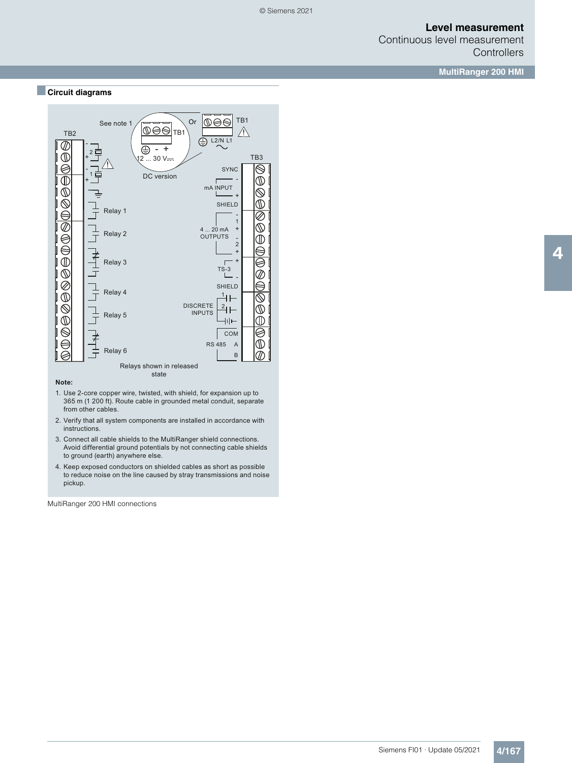## Circuit diagrams

TB2

See note 1

TB1

Or

TB1

L2/N L1

12 ... 30 V

DC version

TB3

SYNC

mA INPUT

SHIELD

Relay 1

Relay 2

4 ... 20 mA OUTPUTS

Relay 3

TS-3

SHIELD

Relay 4

DISCRETE INPUTS

Relay 5

COM

RS 485 A

B

Relay 6

Relays shown in released state

**Note:**

1. Use 2-core copper wire, twisted, with shield, for expansion up to 365 m (1 200 ft). Route cable in grounded metal conduit, separate from other cables.
2. Verify that all system components are installed in accordance with instructions.
3. Connect all cable shields to the MultiRanger shield connections. Avoid differential ground potentials by not connecting cable shields to ground (earth) anywhere else.
4. Keep exposed conductors on shielded cables as short as possible to reduce noise on the line caused by stray transmissions and noise pickup.

MultiRanger 200 HMI connections